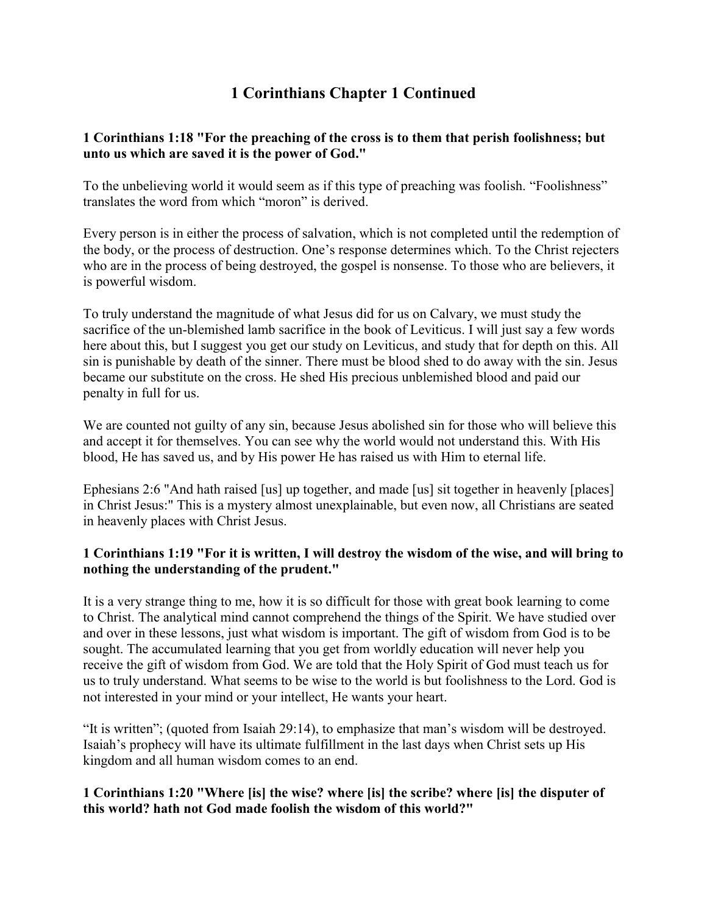# 1 Corinthians Chapter 1 Continued

**1 Corinthians 1:18 "For the preaching of the cross is to them that perish foolishness; but unto us which are saved it is the power of God."**

To the unbelieving world it would seem as if this type of preaching was foolish. "Foolishness" translates the word from which "moron" is derived.

Every person is in either the process of salvation, which is not completed until the redemption of the body, or the process of destruction. One's response determines which. To the Christ rejecters who are in the process of being destroyed, the gospel is nonsense. To those who are believers, it is powerful wisdom.

To truly understand the magnitude of what Jesus did for us on Calvary, we must study the sacrifice of the un-blemished lamb sacrifice in the book of Leviticus. I will just say a few words here about this, but I suggest you get our study on Leviticus, and study that for depth on this. All sin is punishable by death of the sinner. There must be blood shed to do away with the sin. Jesus became our substitute on the cross. He shed His precious unblemished blood and paid our penalty in full for us.

We are counted not guilty of any sin, because Jesus abolished sin for those who will believe this and accept it for themselves. You can see why the world would not understand this. With His blood, He has saved us, and by His power He has raised us with Him to eternal life.

Ephesians 2:6 "And hath raised [us] up together, and made [us] sit together in heavenly [places] in Christ Jesus:" This is a mystery almost unexplainable, but even now, all Christians are seated in heavenly places with Christ Jesus.

**1 Corinthians 1:19 "For it is written, I will destroy the wisdom of the wise, and will bring to nothing the understanding of the prudent."**

It is a very strange thing to me, how it is so difficult for those with great book learning to come to Christ. The analytical mind cannot comprehend the things of the Spirit. We have studied over and over in these lessons, just what wisdom is important. The gift of wisdom from God is to be sought. The accumulated learning that you get from worldly education will never help you receive the gift of wisdom from God. We are told that the Holy Spirit of God must teach us for us to truly understand. What seems to be wise to the world is but foolishness to the Lord. God is not interested in your mind or your intellect, He wants your heart.

"It is written"; (quoted from Isaiah 29:14), to emphasize that man's wisdom will be destroyed. Isaiah's prophecy will have its ultimate fulfillment in the last days when Christ sets up His kingdom and all human wisdom comes to an end.

**1 Corinthians 1:20 "Where [is] the wise? where [is] the scribe? where [is] the disputer of this world? hath not God made foolish the wisdom of this world?"**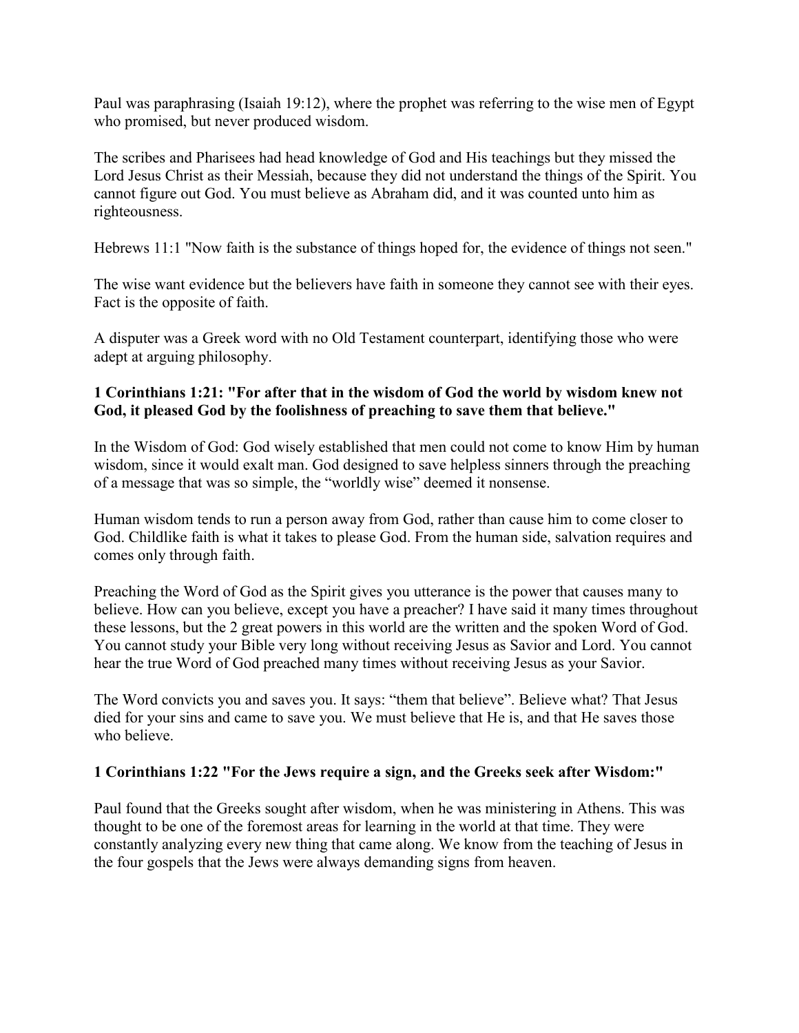Paul was paraphrasing (Isaiah 19:12), where the prophet was referring to the wise men of Egypt who promised, but never produced wisdom.

The scribes and Pharisees had head knowledge of God and His teachings but they missed the Lord Jesus Christ as their Messiah, because they did not understand the things of the Spirit. You cannot figure out God. You must believe as Abraham did, and it was counted unto him as righteousness.

Hebrews 11:1 "Now faith is the substance of things hoped for, the evidence of things not seen."

The wise want evidence but the believers have faith in someone they cannot see with their eyes. Fact is the opposite of faith.

A disputer was a Greek word with no Old Testament counterpart, identifying those who were adept at arguing philosophy.

**1 Corinthians 1:21: "For after that in the wisdom of God the world by wisdom knew not God, it pleased God by the foolishness of preaching to save them that believe."**

In the Wisdom of God: God wisely established that men could not come to know Him by human wisdom, since it would exalt man. God designed to save helpless sinners through the preaching of a message that was so simple, the "worldly wise" deemed it nonsense.

Human wisdom tends to run a person away from God, rather than cause him to come closer to God. Childlike faith is what it takes to please God. From the human side, salvation requires and comes only through faith.

Preaching the Word of God as the Spirit gives you utterance is the power that causes many to believe. How can you believe, except you have a preacher? I have said it many times throughout these lessons, but the 2 great powers in this world are the written and the spoken Word of God. You cannot study your Bible very long without receiving Jesus as Savior and Lord. You cannot hear the true Word of God preached many times without receiving Jesus as your Savior.

The Word convicts you and saves you. It says: "them that believe". Believe what? That Jesus died for your sins and came to save you. We must believe that He is, and that He saves those who believe.

**1 Corinthians 1:22 "For the Jews require a sign, and the Greeks seek after Wisdom:"**

Paul found that the Greeks sought after wisdom, when he was ministering in Athens. This was thought to be one of the foremost areas for learning in the world at that time. They were constantly analyzing every new thing that came along. We know from the teaching of Jesus in the four gospels that the Jews were always demanding signs from heaven.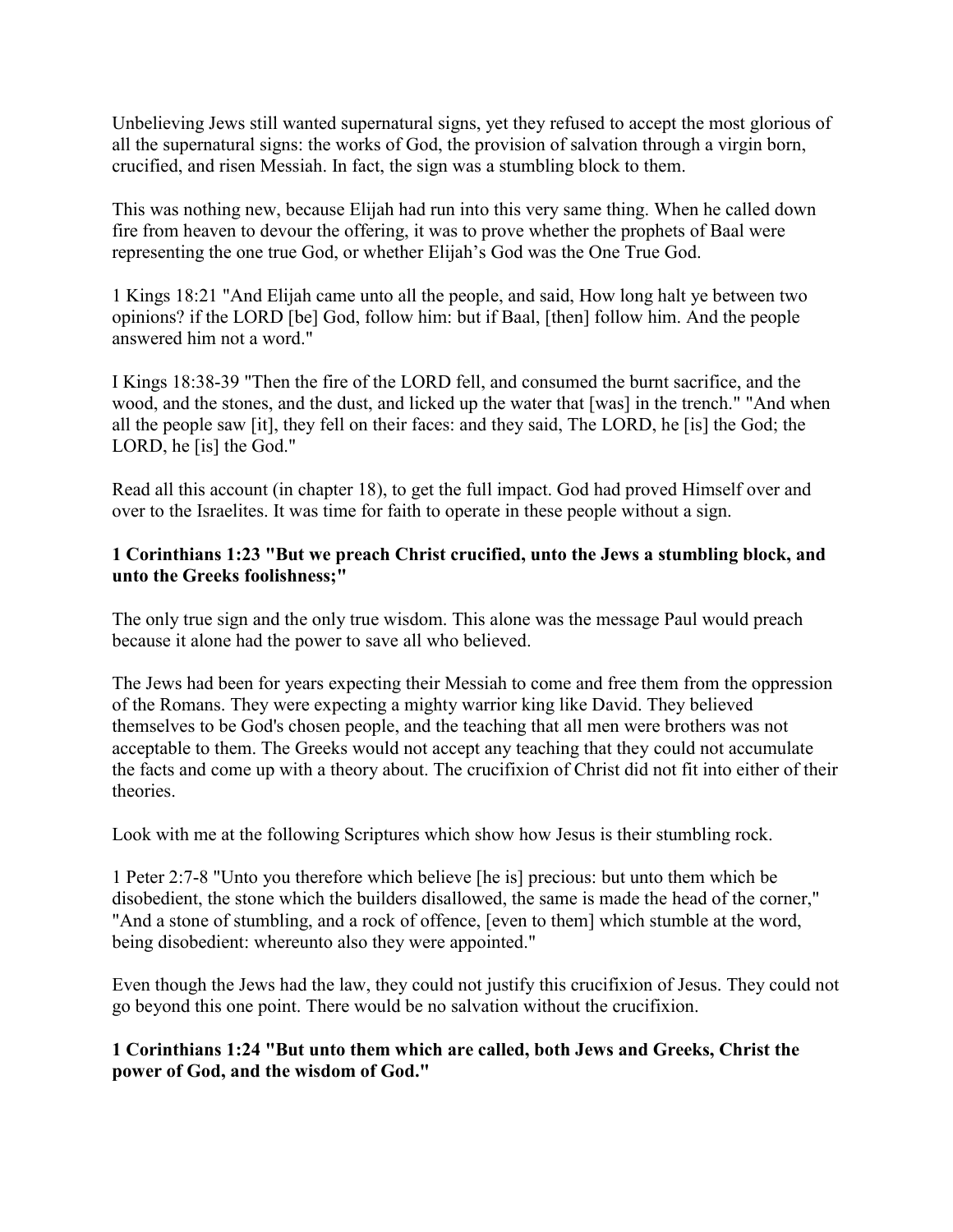Unbelieving Jews still wanted supernatural signs, yet they refused to accept the most glorious of all the supernatural signs: the works of God, the provision of salvation through a virgin born, crucified, and risen Messiah. In fact, the sign was a stumbling block to them.

This was nothing new, because Elijah had run into this very same thing. When he called down fire from heaven to devour the offering, it was to prove whether the prophets of Baal were representing the one true God, or whether Elijah's God was the One True God.

1 Kings 18:21 "And Elijah came unto all the people, and said, How long halt ye between two opinions? if the LORD [be] God, follow him: but if Baal, [then] follow him. And the people answered him not a word."

I Kings 18:38-39 "Then the fire of the LORD fell, and consumed the burnt sacrifice, and the wood, and the stones, and the dust, and licked up the water that [was] in the trench." "And when all the people saw [it], they fell on their faces: and they said, The LORD, he [is] the God; the LORD, he [is] the God."

Read all this account (in chapter 18), to get the full impact. God had proved Himself over and over to the Israelites. It was time for faith to operate in these people without a sign.

**1 Corinthians 1:23 "But we preach Christ crucified, unto the Jews a stumbling block, and unto the Greeks foolishness;"**

The only true sign and the only true wisdom. This alone was the message Paul would preach because it alone had the power to save all who believed.

The Jews had been for years expecting their Messiah to come and free them from the oppression of the Romans. They were expecting a mighty warrior king like David. They believed themselves to be God's chosen people, and the teaching that all men were brothers was not acceptable to them. The Greeks would not accept any teaching that they could not accumulate the facts and come up with a theory about. The crucifixion of Christ did not fit into either of their theories.

Look with me at the following Scriptures which show how Jesus is their stumbling rock.

1 Peter 2:7-8 "Unto you therefore which believe [he is] precious: but unto them which be disobedient, the stone which the builders disallowed, the same is made the head of the corner," "And a stone of stumbling, and a rock of offence, [even to them] which stumble at the word, being disobedient: whereunto also they were appointed."

Even though the Jews had the law, they could not justify this crucifixion of Jesus. They could not go beyond this one point. There would be no salvation without the crucifixion.

**1 Corinthians 1:24 "But unto them which are called, both Jews and Greeks, Christ the power of God, and the wisdom of God."**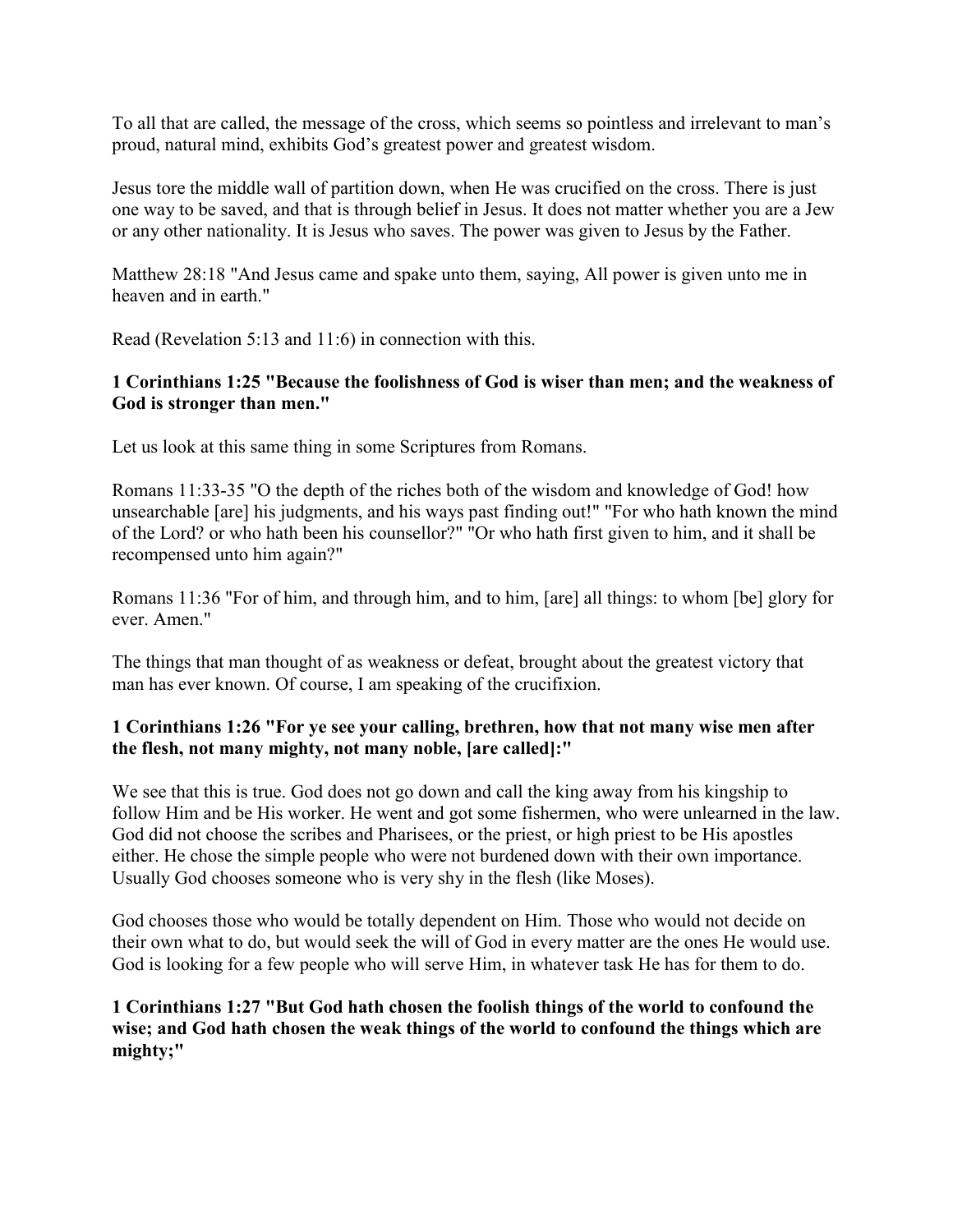To all that are called, the message of the cross, which seems so pointless and irrelevant to man's proud, natural mind, exhibits God's greatest power and greatest wisdom.

Jesus tore the middle wall of partition down, when He was crucified on the cross. There is just one way to be saved, and that is through belief in Jesus. It does not matter whether you are a Jew or any other nationality. It is Jesus who saves. The power was given to Jesus by the Father.

Matthew 28:18 "And Jesus came and spake unto them, saying, All power is given unto me in heaven and in earth."

Read (Revelation 5:13 and 11:6) in connection with this.

**1 Corinthians 1:25 "Because the foolishness of God is wiser than men; and the weakness of God is stronger than men."**

Let us look at this same thing in some Scriptures from Romans.

Romans 11:33-35 "O the depth of the riches both of the wisdom and knowledge of God! how unsearchable [are] his judgments, and his ways past finding out!" "For who hath known the mind of the Lord? or who hath been his counsellor?" "Or who hath first given to him, and it shall be recompensed unto him again?"

Romans 11:36 "For of him, and through him, and to him, [are] all things: to whom [be] glory for ever. Amen."

The things that man thought of as weakness or defeat, brought about the greatest victory that man has ever known. Of course, I am speaking of the crucifixion.

**1 Corinthians 1:26 "For ye see your calling, brethren, how that not many wise men after the flesh, not many mighty, not many noble, [are called]:"**

We see that this is true. God does not go down and call the king away from his kingship to follow Him and be His worker. He went and got some fishermen, who were unlearned in the law. God did not choose the scribes and Pharisees, or the priest, or high priest to be His apostles either. He chose the simple people who were not burdened down with their own importance. Usually God chooses someone who is very shy in the flesh (like Moses).

God chooses those who would be totally dependent on Him. Those who would not decide on their own what to do, but would seek the will of God in every matter are the ones He would use. God is looking for a few people who will serve Him, in whatever task He has for them to do.

**1 Corinthians 1:27 "But God hath chosen the foolish things of the world to confound the wise; and God hath chosen the weak things of the world to confound the things which are mighty;"**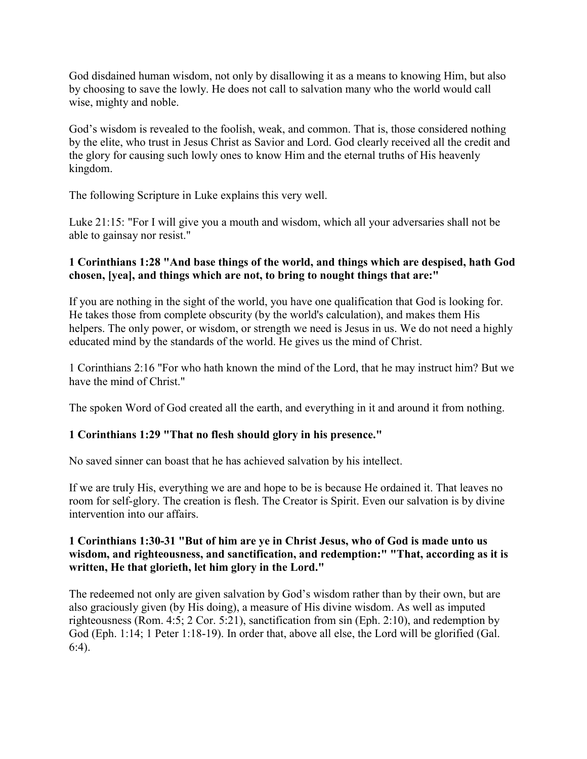God disdained human wisdom, not only by disallowing it as a means to knowing Him, but also by choosing to save the lowly. He does not call to salvation many who the world would call wise, mighty and noble.

God's wisdom is revealed to the foolish, weak, and common. That is, those considered nothing by the elite, who trust in Jesus Christ as Savior and Lord. God clearly received all the credit and the glory for causing such lowly ones to know Him and the eternal truths of His heavenly kingdom.

The following Scripture in Luke explains this very well.

Luke 21:15: "For I will give you a mouth and wisdom, which all your adversaries shall not be able to gainsay nor resist."

**1 Corinthians 1:28 "And base things of the world, and things which are despised, hath God chosen, [yea], and things which are not, to bring to nought things that are:"**

If you are nothing in the sight of the world, you have one qualification that God is looking for. He takes those from complete obscurity (by the world's calculation), and makes them His helpers. The only power, or wisdom, or strength we need is Jesus in us. We do not need a highly educated mind by the standards of the world. He gives us the mind of Christ.

1 Corinthians 2:16 "For who hath known the mind of the Lord, that he may instruct him? But we have the mind of Christ."

The spoken Word of God created all the earth, and everything in it and around it from nothing.

**1 Corinthians 1:29 "That no flesh should glory in his presence."**

No saved sinner can boast that he has achieved salvation by his intellect.

If we are truly His, everything we are and hope to be is because He ordained it. That leaves no room for self-glory. The creation is flesh. The Creator is Spirit. Even our salvation is by divine intervention into our affairs.

**1 Corinthians 1:30-31 "But of him are ye in Christ Jesus, who of God is made unto us wisdom, and righteousness, and sanctification, and redemption:" "That, according as it is written, He that glorieth, let him glory in the Lord."**

The redeemed not only are given salvation by God's wisdom rather than by their own, but are also graciously given (by His doing), a measure of His divine wisdom. As well as imputed righteousness (Rom. 4:5; 2 Cor. 5:21), sanctification from sin (Eph. 2:10), and redemption by God (Eph. 1:14; 1 Peter 1:18-19). In order that, above all else, the Lord will be glorified (Gal. 6:4).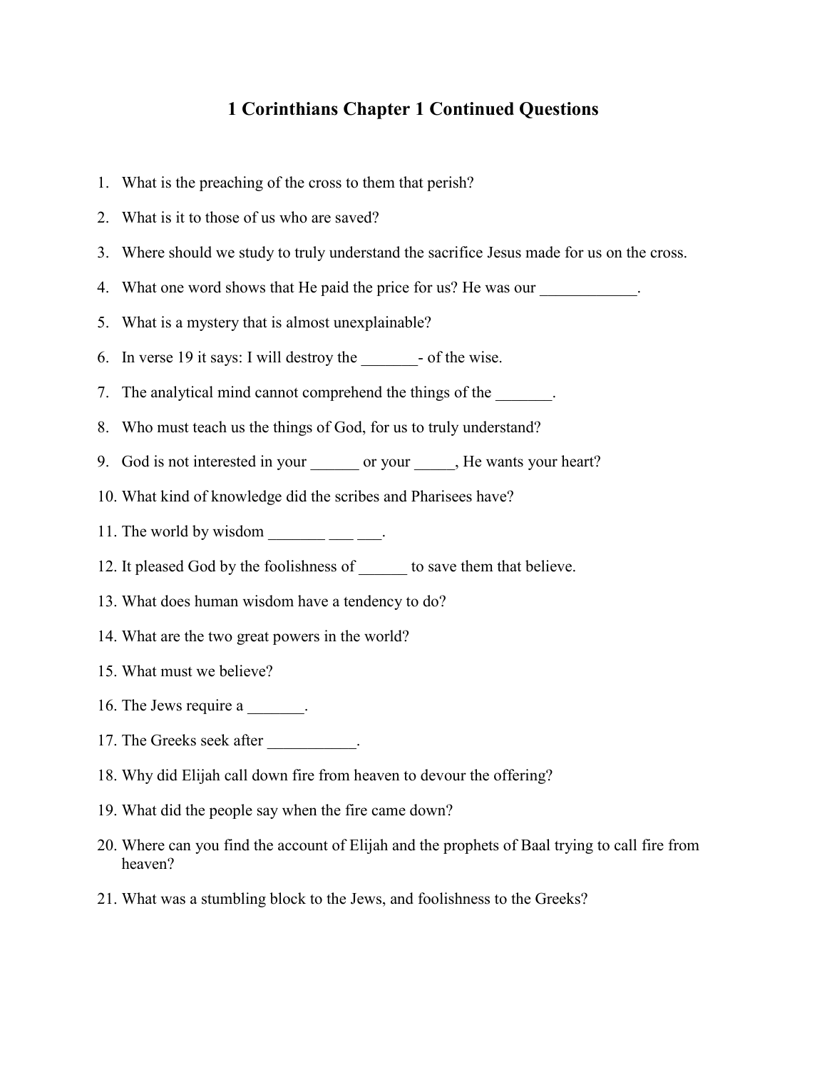# 1 Corinthians Chapter 1 Continued Questions

1. What is the preaching of the cross to them that perish?
2. What is it to those of us who are saved?
3. Where should we study to truly understand the sacrifice Jesus made for us on the cross.
4. What one word shows that He paid the price for us? He was our ____________.
5. What is a mystery that is almost unexplainable?
6. In verse 19 it says: I will destroy the _______- of the wise.
7. The analytical mind cannot comprehend the things of the _______.
8. Who must teach us the things of God, for us to truly understand?
9. God is not interested in your ______ or your _____, He wants your heart?
10. What kind of knowledge did the scribes and Pharisees have?
11. The world by wisdom _______ ___ ___.
12. It pleased God by the foolishness of ______ to save them that believe.
13. What does human wisdom have a tendency to do?
14. What are the two great powers in the world?
15. What must we believe?
16. The Jews require a _______.
17. The Greeks seek after ___________.
18. Why did Elijah call down fire from heaven to devour the offering?
19. What did the people say when the fire came down?
20. Where can you find the account of Elijah and the prophets of Baal trying to call fire from heaven?
21. What was a stumbling block to the Jews, and foolishness to the Greeks?